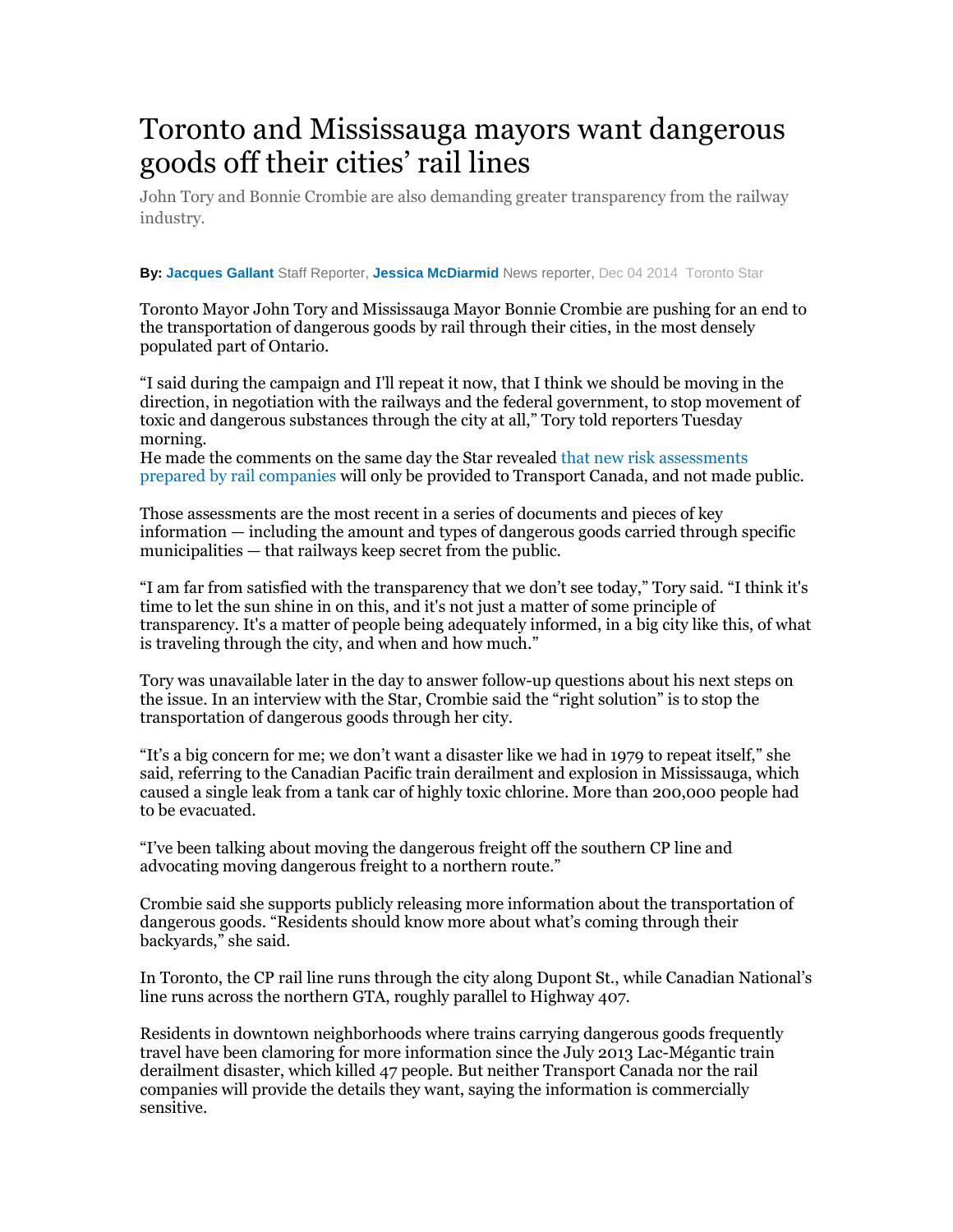# Toronto and Mississauga mayors want dangerous goods off their cities' rail lines

John Tory and Bonnie Crombie are also demanding greater transparency from the railway industry.

**By: Jacques Gallant** Staff Reporter, **Jessica McDiarmid** News reporter, Dec 04 2014 Toronto Star

Toronto Mayor John Tory and Mississauga Mayor Bonnie Crombie are pushing for an end to the transportation of dangerous goods by rail through their cities, in the most densely populated part of Ontario.

"I said during the campaign and I'll repeat it now, that I think we should be moving in the direction, in negotiation with the railways and the federal government, to stop movement of toxic and dangerous substances through the city at all," Tory told reporters Tuesday morning.
He made the comments on the same day the Star revealed that new risk assessments prepared by rail companies will only be provided to Transport Canada, and not made public.

Those assessments are the most recent in a series of documents and pieces of key information — including the amount and types of dangerous goods carried through specific municipalities — that railways keep secret from the public.

"I am far from satisfied with the transparency that we don't see today," Tory said. "I think it's time to let the sun shine in on this, and it's not just a matter of some principle of transparency. It's a matter of people being adequately informed, in a big city like this, of what is traveling through the city, and when and how much."

Tory was unavailable later in the day to answer follow-up questions about his next steps on the issue. In an interview with the Star, Crombie said the "right solution" is to stop the transportation of dangerous goods through her city.

"It's a big concern for me; we don't want a disaster like we had in 1979 to repeat itself," she said, referring to the Canadian Pacific train derailment and explosion in Mississauga, which caused a single leak from a tank car of highly toxic chlorine. More than 200,000 people had to be evacuated.

"I've been talking about moving the dangerous freight off the southern CP line and advocating moving dangerous freight to a northern route."

Crombie said she supports publicly releasing more information about the transportation of dangerous goods. "Residents should know more about what's coming through their backyards," she said.

In Toronto, the CP rail line runs through the city along Dupont St., while Canadian National's line runs across the northern GTA, roughly parallel to Highway 407.

Residents in downtown neighborhoods where trains carrying dangerous goods frequently travel have been clamoring for more information since the July 2013 Lac-Mégantic train derailment disaster, which killed 47 people. But neither Transport Canada nor the rail companies will provide the details they want, saying the information is commercially sensitive.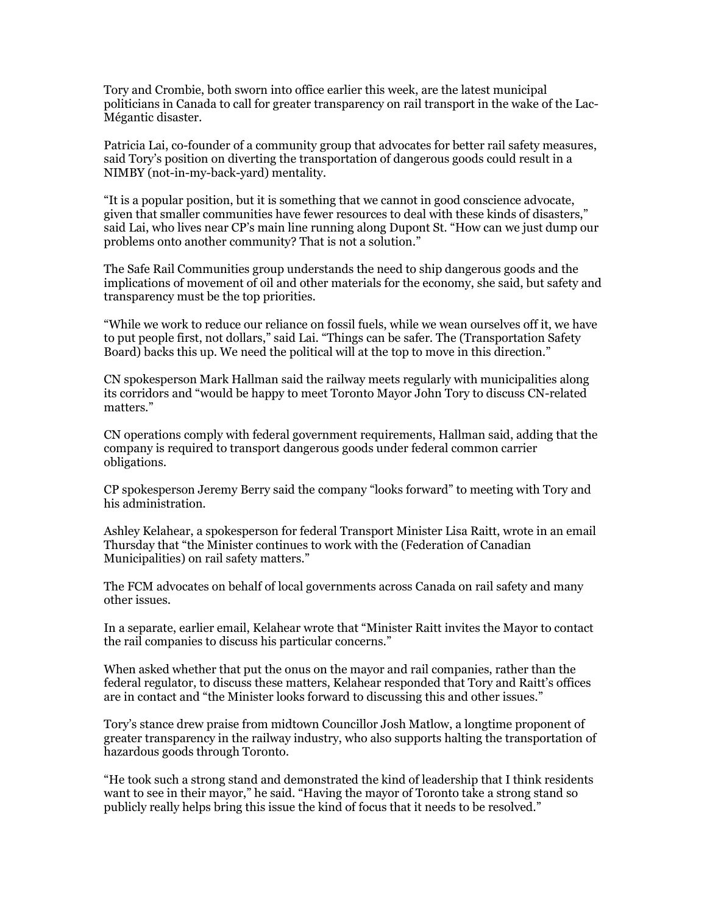Tory and Crombie, both sworn into office earlier this week, are the latest municipal politicians in Canada to call for greater transparency on rail transport in the wake of the Lac-Mégantic disaster.

Patricia Lai, co-founder of a community group that advocates for better rail safety measures, said Tory's position on diverting the transportation of dangerous goods could result in a NIMBY (not-in-my-back-yard) mentality.

"It is a popular position, but it is something that we cannot in good conscience advocate, given that smaller communities have fewer resources to deal with these kinds of disasters," said Lai, who lives near CP's main line running along Dupont St. "How can we just dump our problems onto another community? That is not a solution."

The Safe Rail Communities group understands the need to ship dangerous goods and the implications of movement of oil and other materials for the economy, she said, but safety and transparency must be the top priorities.

"While we work to reduce our reliance on fossil fuels, while we wean ourselves off it, we have to put people first, not dollars," said Lai. "Things can be safer. The (Transportation Safety Board) backs this up. We need the political will at the top to move in this direction."

CN spokesperson Mark Hallman said the railway meets regularly with municipalities along its corridors and "would be happy to meet Toronto Mayor John Tory to discuss CN-related matters."

CN operations comply with federal government requirements, Hallman said, adding that the company is required to transport dangerous goods under federal common carrier obligations.

CP spokesperson Jeremy Berry said the company "looks forward" to meeting with Tory and his administration.

Ashley Kelahear, a spokesperson for federal Transport Minister Lisa Raitt, wrote in an email Thursday that "the Minister continues to work with the (Federation of Canadian Municipalities) on rail safety matters."

The FCM advocates on behalf of local governments across Canada on rail safety and many other issues.

In a separate, earlier email, Kelahear wrote that "Minister Raitt invites the Mayor to contact the rail companies to discuss his particular concerns."

When asked whether that put the onus on the mayor and rail companies, rather than the federal regulator, to discuss these matters, Kelahear responded that Tory and Raitt's offices are in contact and "the Minister looks forward to discussing this and other issues."

Tory's stance drew praise from midtown Councillor Josh Matlow, a longtime proponent of greater transparency in the railway industry, who also supports halting the transportation of hazardous goods through Toronto.

"He took such a strong stand and demonstrated the kind of leadership that I think residents want to see in their mayor," he said. "Having the mayor of Toronto take a strong stand so publicly really helps bring this issue the kind of focus that it needs to be resolved."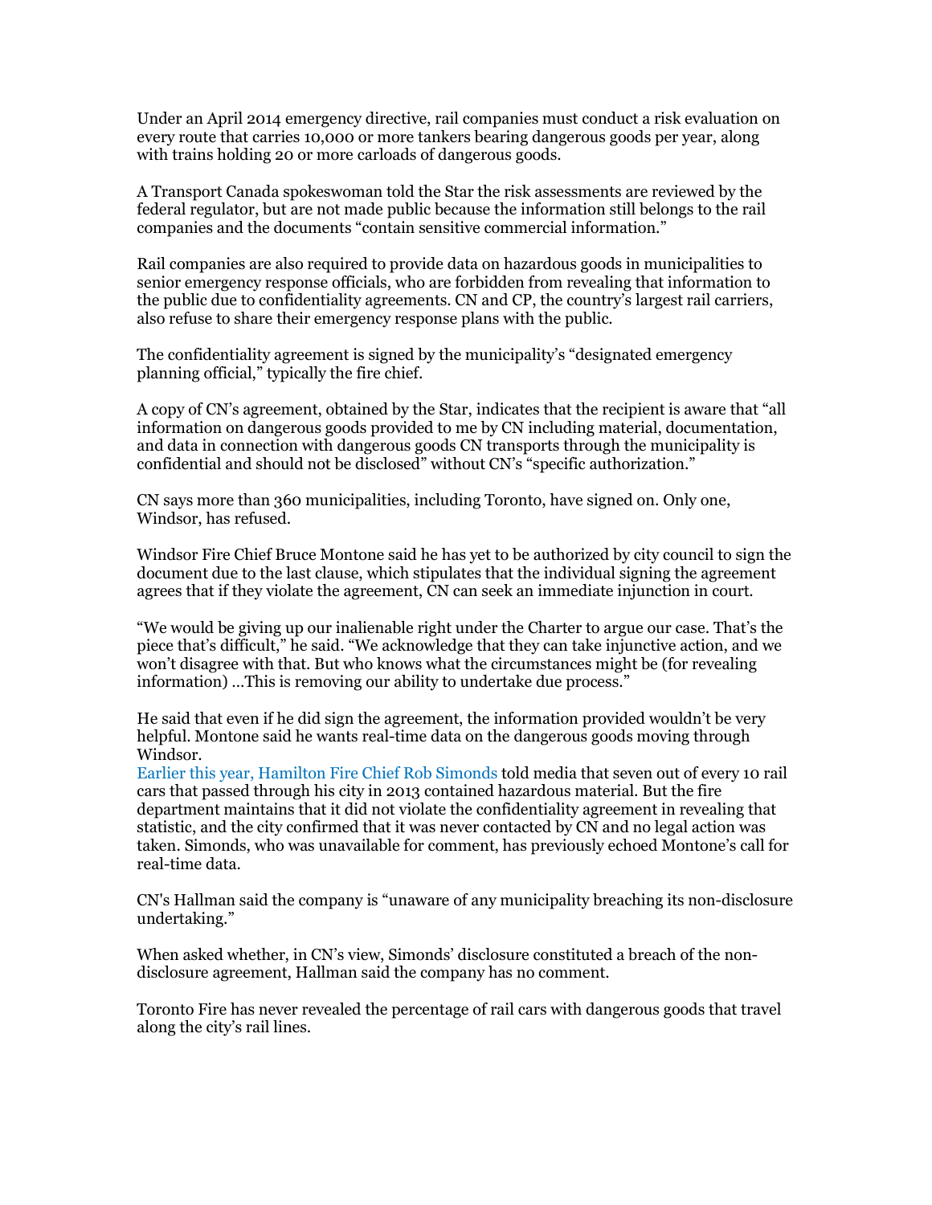Under an April 2014 emergency directive, rail companies must conduct a risk evaluation on every route that carries 10,000 or more tankers bearing dangerous goods per year, along with trains holding 20 or more carloads of dangerous goods.

A Transport Canada spokeswoman told the Star the risk assessments are reviewed by the federal regulator, but are not made public because the information still belongs to the rail companies and the documents "contain sensitive commercial information."

Rail companies are also required to provide data on hazardous goods in municipalities to senior emergency response officials, who are forbidden from revealing that information to the public due to confidentiality agreements. CN and CP, the country's largest rail carriers, also refuse to share their emergency response plans with the public.

The confidentiality agreement is signed by the municipality's "designated emergency planning official," typically the fire chief.

A copy of CN's agreement, obtained by the Star, indicates that the recipient is aware that "all information on dangerous goods provided to me by CN including material, documentation, and data in connection with dangerous goods CN transports through the municipality is confidential and should not be disclosed" without CN's "specific authorization."

CN says more than 360 municipalities, including Toronto, have signed on. Only one, Windsor, has refused.

Windsor Fire Chief Bruce Montone said he has yet to be authorized by city council to sign the document due to the last clause, which stipulates that the individual signing the agreement agrees that if they violate the agreement, CN can seek an immediate injunction in court.

"We would be giving up our inalienable right under the Charter to argue our case. That's the piece that's difficult," he said. "We acknowledge that they can take injunctive action, and we won't disagree with that. But who knows what the circumstances might be (for revealing information) …This is removing our ability to undertake due process."

He said that even if he did sign the agreement, the information provided wouldn't be very helpful. Montone said he wants real-time data on the dangerous goods moving through Windsor.
Earlier this year, Hamilton Fire Chief Rob Simonds told media that seven out of every 10 rail cars that passed through his city in 2013 contained hazardous material. But the fire department maintains that it did not violate the confidentiality agreement in revealing that statistic, and the city confirmed that it was never contacted by CN and no legal action was taken. Simonds, who was unavailable for comment, has previously echoed Montone's call for real-time data.

CN's Hallman said the company is "unaware of any municipality breaching its non-disclosure undertaking."

When asked whether, in CN's view, Simonds' disclosure constituted a breach of the non-disclosure agreement, Hallman said the company has no comment.

Toronto Fire has never revealed the percentage of rail cars with dangerous goods that travel along the city's rail lines.